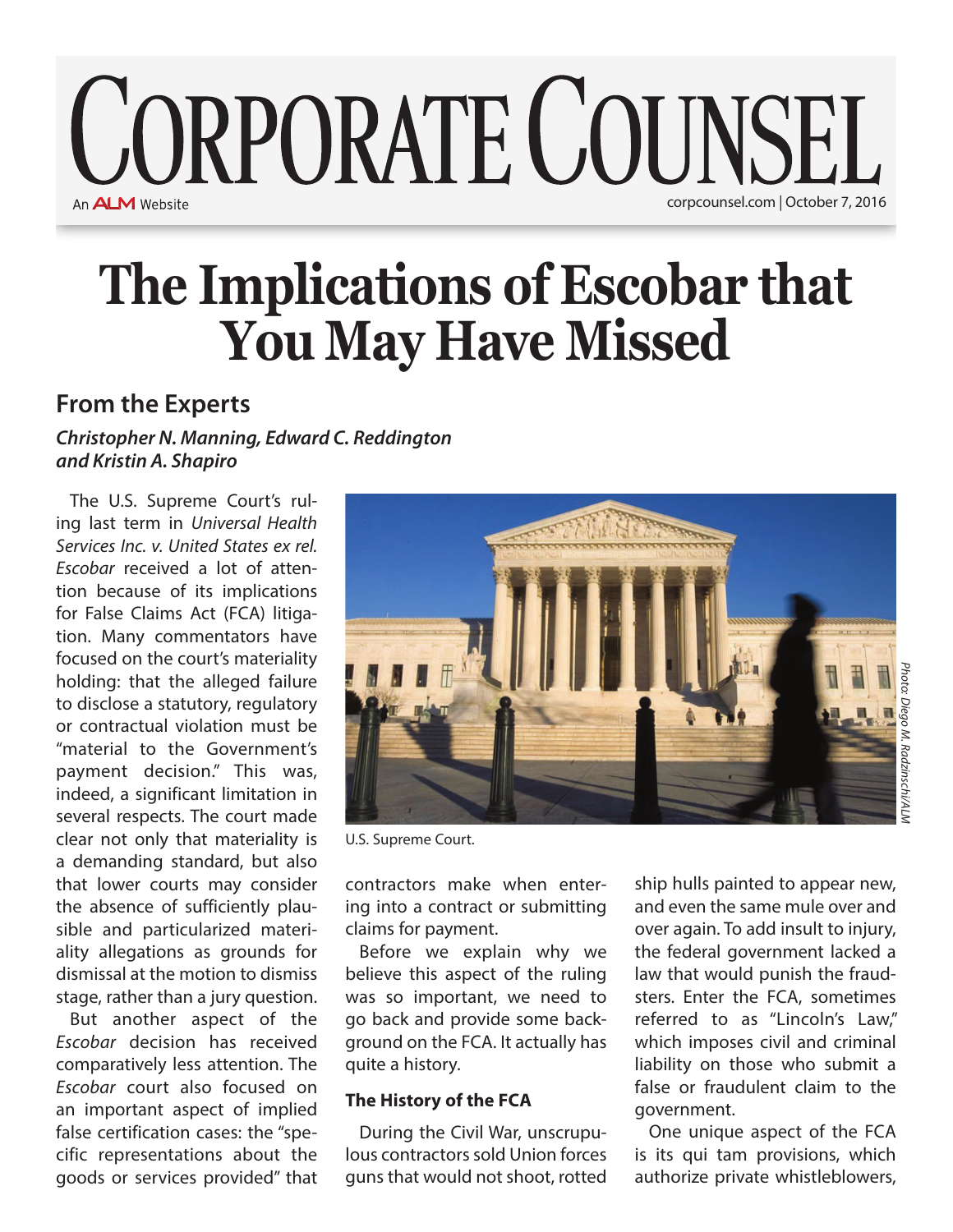# The Implications of Escobar that You May Have Missed

## From the Experts

***Christopher N. Manning, Edward C. Reddington and Kristin A. Shapiro***

The U.S. Supreme Court's ruling last term in *Universal Health Services Inc. v. United States ex rel. Escobar* received a lot of attention because of its implications for False Claims Act (FCA) litigation. Many commentators have focused on the court's materiality holding: that the alleged failure to disclose a statutory, regulatory or contractual violation must be "material to the Government's payment decision." This was, indeed, a significant limitation in several respects. The court made clear not only that materiality is a demanding standard, but also that lower courts may consider the absence of sufficiently plausible and particularized materiality allegations as grounds for dismissal at the motion to dismiss stage, rather than a jury question.

But another aspect of the *Escobar* decision has received comparatively less attention. The *Escobar* court also focused on an important aspect of implied false certification cases: the "specific representations about the goods or services provided" that contractors make when entering into a contract or submitting claims for payment.

U.S. Supreme Court.

Photo: Diego M. Radzinschi/ALM

Before we explain why we believe this aspect of the ruling was so important, we need to go back and provide some background on the FCA. It actually has quite a history.

### The History of the FCA

During the Civil War, unscrupulous contractors sold Union forces guns that would not shoot, rotted ship hulls painted to appear new, and even the same mule over and over again. To add insult to injury, the federal government lacked a law that would punish the fraudsters. Enter the FCA, sometimes referred to as "Lincoln's Law," which imposes civil and criminal liability on those who submit a false or fraudulent claim to the government.

One unique aspect of the FCA is its qui tam provisions, which authorize private whistleblowers,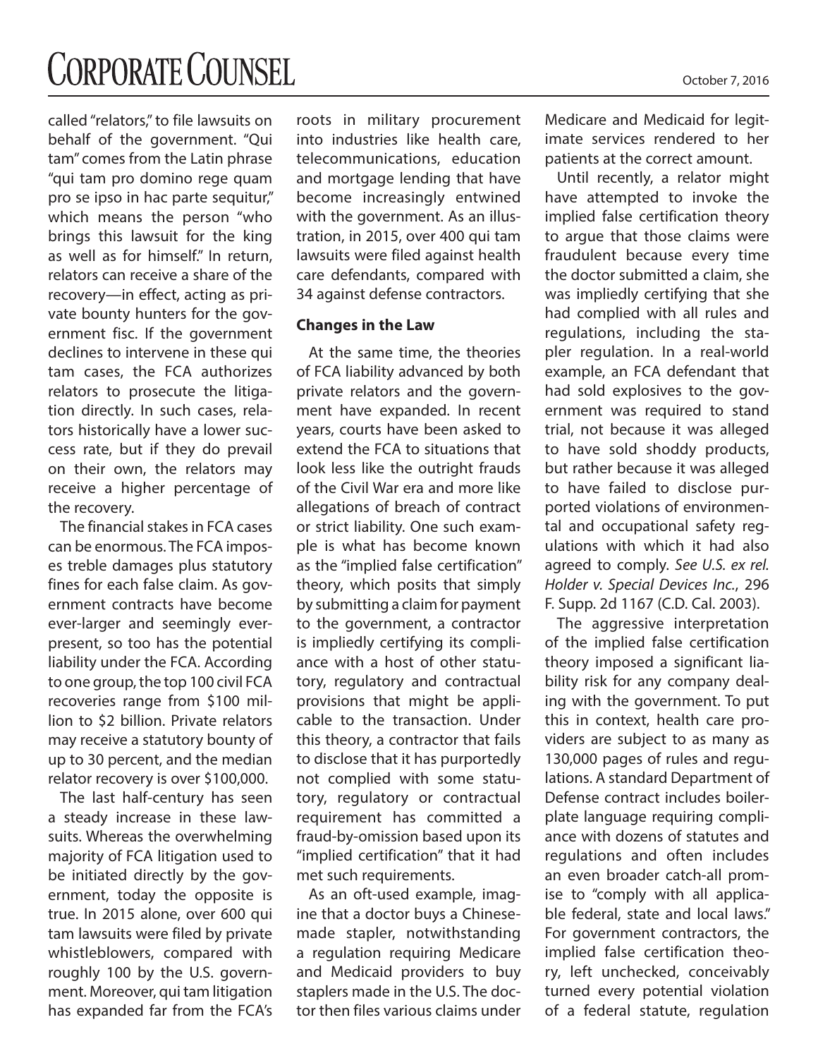called "relators," to file lawsuits on behalf of the government. "Qui tam" comes from the Latin phrase "qui tam pro domino rege quam pro se ipso in hac parte sequitur," which means the person "who brings this lawsuit for the king as well as for himself." In return, relators can receive a share of the recovery—in effect, acting as private bounty hunters for the government fisc. If the government declines to intervene in these qui tam cases, the FCA authorizes relators to prosecute the litigation directly. In such cases, relators historically have a lower success rate, but if they do prevail on their own, the relators may receive a higher percentage of the recovery.

The financial stakes in FCA cases can be enormous. The FCA imposes treble damages plus statutory fines for each false claim. As government contracts have become ever-larger and seemingly ever-present, so too has the potential liability under the FCA. According to one group, the top 100 civil FCA recoveries range from $100 million to $2 billion. Private relators may receive a statutory bounty of up to 30 percent, and the median relator recovery is over $100,000.

The last half-century has seen a steady increase in these lawsuits. Whereas the overwhelming majority of FCA litigation used to be initiated directly by the government, today the opposite is true. In 2015 alone, over 600 qui tam lawsuits were filed by private whistleblowers, compared with roughly 100 by the U.S. government. Moreover, qui tam litigation has expanded far from the FCA's roots in military procurement into industries like health care, telecommunications, education and mortgage lending that have become increasingly entwined with the government. As an illustration, in 2015, over 400 qui tam lawsuits were filed against health care defendants, compared with 34 against defense contractors.

**Changes in the Law**

At the same time, the theories of FCA liability advanced by both private relators and the government have expanded. In recent years, courts have been asked to extend the FCA to situations that look less like the outright frauds of the Civil War era and more like allegations of breach of contract or strict liability. One such example is what has become known as the "implied false certification" theory, which posits that simply by submitting a claim for payment to the government, a contractor is impliedly certifying its compliance with a host of other statutory, regulatory and contractual provisions that might be applicable to the transaction. Under this theory, a contractor that fails to disclose that it has purportedly not complied with some statutory, regulatory or contractual requirement has committed a fraud-by-omission based upon its "implied certification" that it had met such requirements.

As an oft-used example, imagine that a doctor buys a Chinese-made stapler, notwithstanding a regulation requiring Medicare and Medicaid providers to buy staplers made in the U.S. The doctor then files various claims under Medicare and Medicaid for legitimate services rendered to her patients at the correct amount.

Until recently, a relator might have attempted to invoke the implied false certification theory to argue that those claims were fraudulent because every time the doctor submitted a claim, she was impliedly certifying that she had complied with all rules and regulations, including the stapler regulation. In a real-world example, an FCA defendant that had sold explosives to the government was required to stand trial, not because it was alleged to have sold shoddy products, but rather because it was alleged to have failed to disclose purported violations of environmental and occupational safety regulations with which it had also agreed to comply. *See U.S. ex rel. Holder v. Special Devices Inc.*, 296 F. Supp. 2d 1167 (C.D. Cal. 2003).

The aggressive interpretation of the implied false certification theory imposed a significant liability risk for any company dealing with the government. To put this in context, health care providers are subject to as many as 130,000 pages of rules and regulations. A standard Department of Defense contract includes boilerplate language requiring compliance with dozens of statutes and regulations and often includes an even broader catch-all promise to "comply with all applicable federal, state and local laws." For government contractors, the implied false certification theory, left unchecked, conceivably turned every potential violation of a federal statute, regulation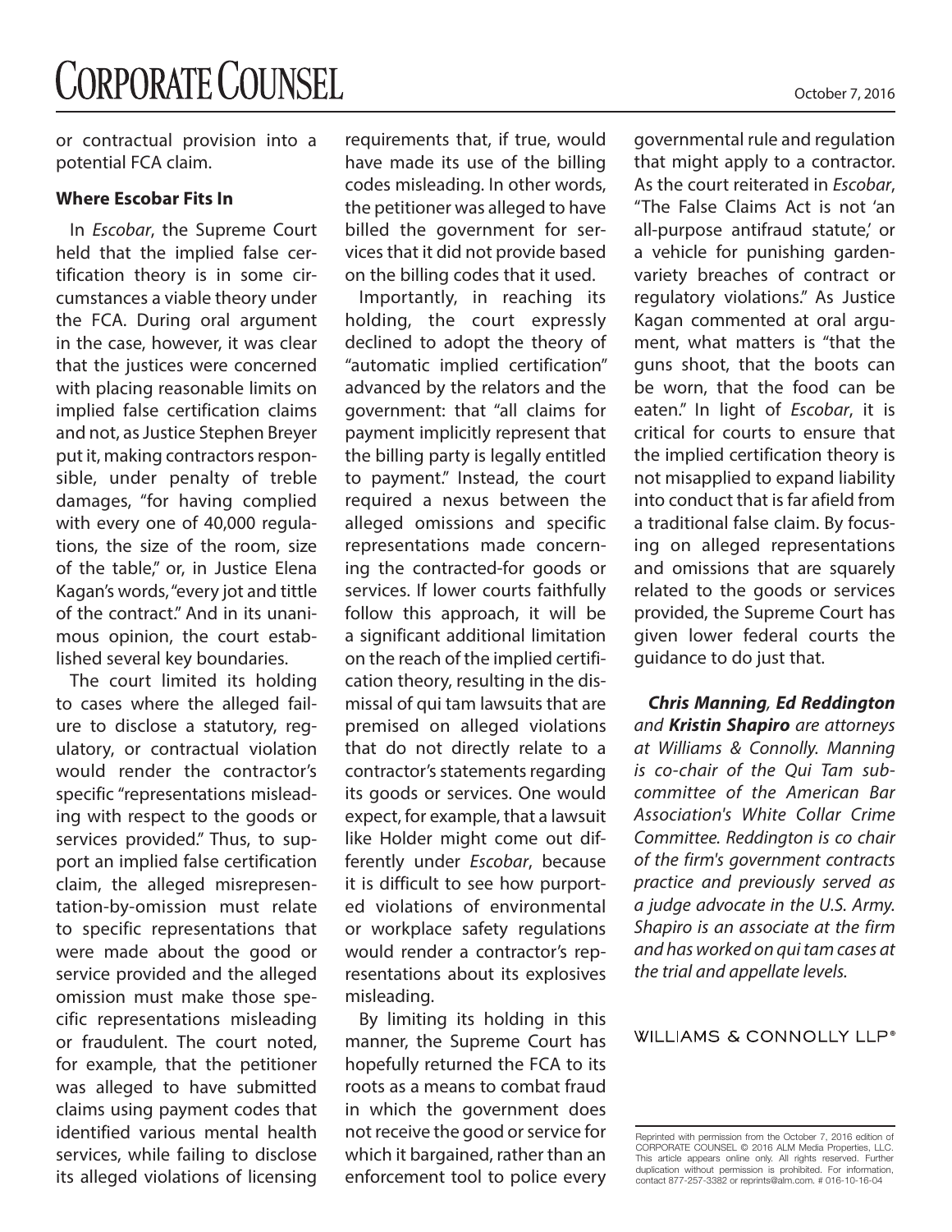or contractual provision into a potential FCA claim.

**Where Escobar Fits In**

In *Escobar*, the Supreme Court held that the implied false certification theory is in some circumstances a viable theory under the FCA. During oral argument in the case, however, it was clear that the justices were concerned with placing reasonable limits on implied false certification claims and not, as Justice Stephen Breyer put it, making contractors responsible, under penalty of treble damages, "for having complied with every one of 40,000 regulations, the size of the room, size of the table," or, in Justice Elena Kagan's words, "every jot and tittle of the contract." And in its unanimous opinion, the court established several key boundaries.

The court limited its holding to cases where the alleged failure to disclose a statutory, regulatory, or contractual violation would render the contractor's specific "representations misleading with respect to the goods or services provided." Thus, to support an implied false certification claim, the alleged misrepresentation-by-omission must relate to specific representations that were made about the good or service provided and the alleged omission must make those specific representations misleading or fraudulent. The court noted, for example, that the petitioner was alleged to have submitted claims using payment codes that identified various mental health services, while failing to disclose its alleged violations of licensing requirements that, if true, would have made its use of the billing codes misleading. In other words, the petitioner was alleged to have billed the government for services that it did not provide based on the billing codes that it used.

Importantly, in reaching its holding, the court expressly declined to adopt the theory of "automatic implied certification" advanced by the relators and the government: that "all claims for payment implicitly represent that the billing party is legally entitled to payment." Instead, the court required a nexus between the alleged omissions and specific representations made concerning the contracted-for goods or services. If lower courts faithfully follow this approach, it will be a significant additional limitation on the reach of the implied certification theory, resulting in the dismissal of qui tam lawsuits that are premised on alleged violations that do not directly relate to a contractor's statements regarding its goods or services. One would expect, for example, that a lawsuit like Holder might come out differently under *Escobar*, because it is difficult to see how purported violations of environmental or workplace safety regulations would render a contractor's representations about its explosives misleading.

By limiting its holding in this manner, the Supreme Court has hopefully returned the FCA to its roots as a means to combat fraud in which the government does not receive the good or service for which it bargained, rather than an enforcement tool to police every governmental rule and regulation that might apply to a contractor. As the court reiterated in *Escobar*, "The False Claims Act is not 'an all-purpose antifraud statute,' or a vehicle for punishing garden-variety breaches of contract or regulatory violations." As Justice Kagan commented at oral argument, what matters is "that the guns shoot, that the boots can be worn, that the food can be eaten." In light of *Escobar*, it is critical for courts to ensure that the implied certification theory is not misapplied to expand liability into conduct that is far afield from a traditional false claim. By focusing on alleged representations and omissions that are squarely related to the goods or services provided, the Supreme Court has given lower federal courts the guidance to do just that.

***Chris Manning**, **Ed Reddington** and **Kristin Shapiro** are attorneys at Williams & Connolly. Manning is co-chair of the Qui Tam subcommittee of the American Bar Association's White Collar Crime Committee. Reddington is co chair of the firm's government contracts practice and previously served as a judge advocate in the U.S. Army. Shapiro is an associate at the firm and has worked on qui tam cases at the trial and appellate levels.*

WILLIAMS & CONNOLLY LLP®

Reprinted with permission from the October 7, 2016 edition of CORPORATE COUNSEL © 2016 ALM Media Properties, LLC. This article appears online only. All rights reserved. Further duplication without permission is prohibited. For information, contact 877-257-3382 or reprints@alm.com. # 016-10-16-04